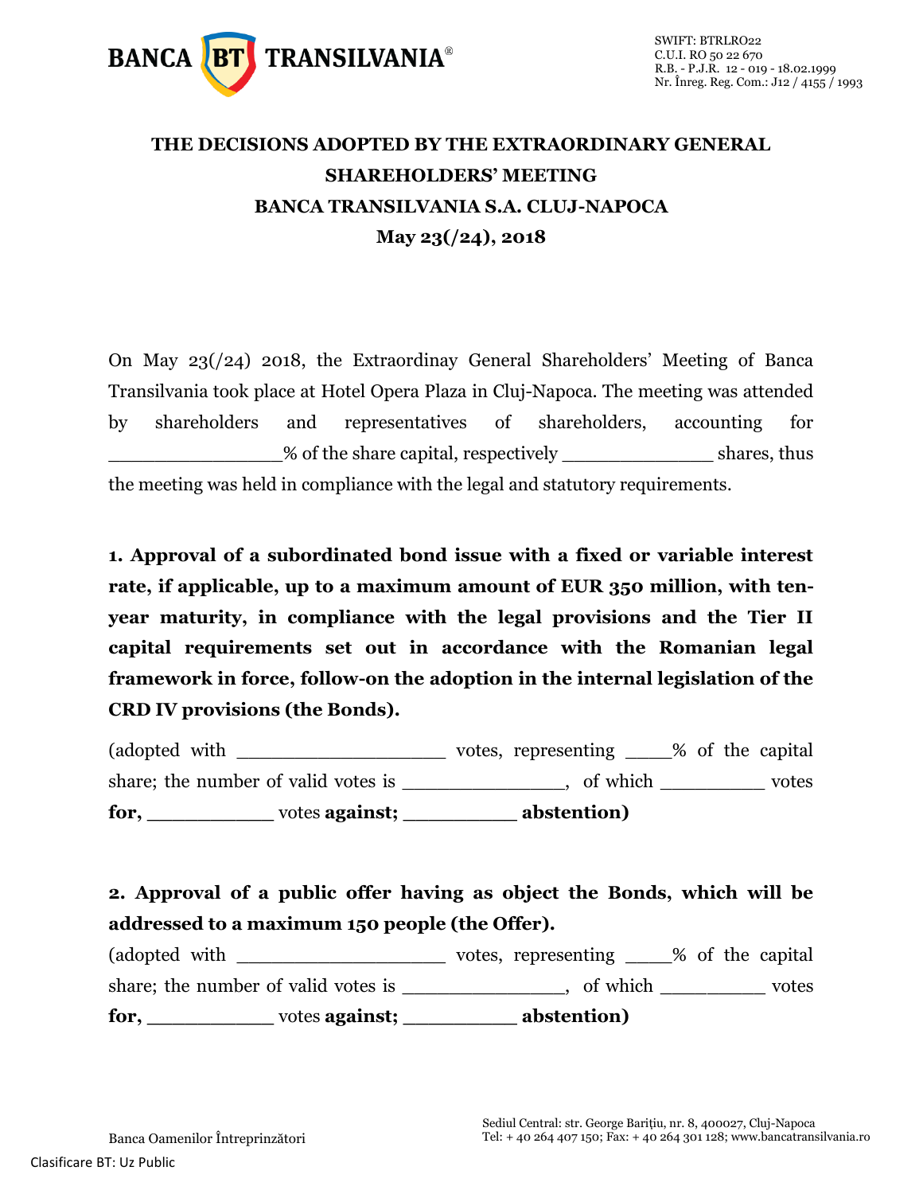# THE DECISIONS ADOPTED BY THE EXTRAORDINARY GENERAL SHAREHOLDERS' MEETING BANCA TRANSILVANIA S.A. CLUJ-NAPOCA May 23(/24), 2018

On May 23(/24) 2018, the Extraordinay General Shareholders' Meeting of Banca Transilvania took place at Hotel Opera Plaza in Cluj-Napoca. The meeting was attended by shareholders and representatives of shareholders, accounting for _______________% of the share capital, respectively _____________ shares, thus the meeting was held in compliance with the legal and statutory requirements.

**1. Approval of a subordinated bond issue with a fixed or variable interest rate, if applicable, up to a maximum amount of EUR 350 million, with ten-year maturity, in compliance with the legal provisions and the Tier II capital requirements set out in accordance with the Romanian legal framework in force, follow-on the adoption in the internal legislation of the CRD IV provisions (the Bonds).**

(adopted with __________________ votes, representing ____% of the capital share; the number of valid votes is ______________, of which _________ votes **for,** __________ votes **against;** _________ **abstention)**

**2. Approval of a public offer having as object the Bonds, which will be addressed to a maximum 150 people (the Offer).**

(adopted with __________________ votes, representing ____% of the capital share; the number of valid votes is ______________, of which _________ votes **for,** __________ votes **against;** _________ **abstention)**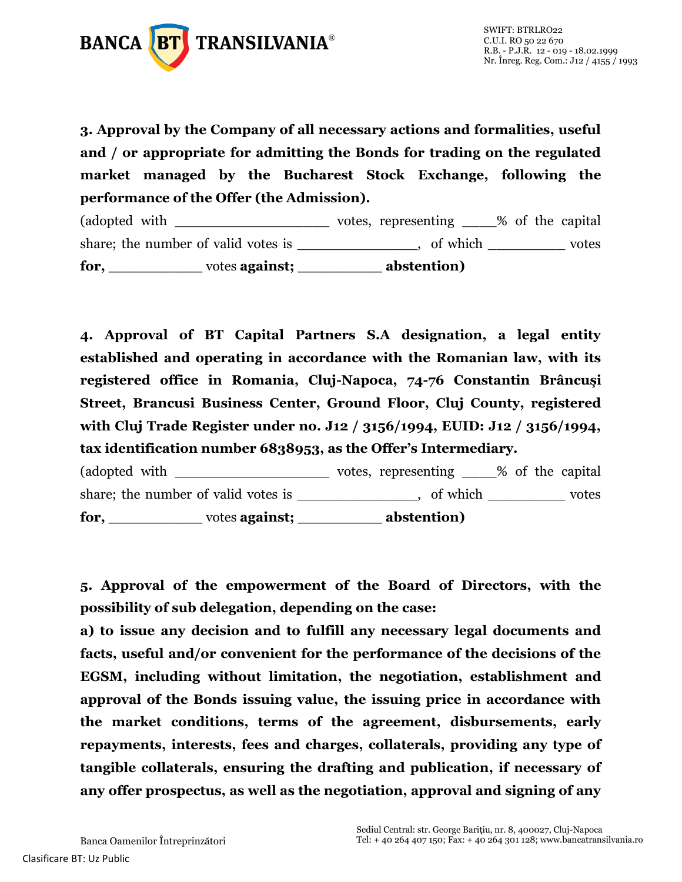**3. Approval by the Company of all necessary actions and formalities, useful and / or appropriate for admitting the Bonds for trading on the regulated market managed by the Bucharest Stock Exchange, following the performance of the Offer (the Admission).**

(adopted with __________________ votes, representing ____% of the capital share; the number of valid votes is ______________, of which _________ votes **for,** ___________ votes **against;** __________ **abstention)**

**4. Approval of BT Capital Partners S.A designation, a legal entity established and operating in accordance with the Romanian law, with its registered office in Romania, Cluj-Napoca, 74-76 Constantin Brâncuşi Street, Brancusi Business Center, Ground Floor, Cluj County, registered with Cluj Trade Register under no. J12 / 3156/1994, EUID: J12 / 3156/1994, tax identification number 6838953, as the Offer's Intermediary.**

(adopted with __________________ votes, representing ____% of the capital share; the number of valid votes is ______________, of which _________ votes **for,** ___________ votes **against;** __________ **abstention)**

**5. Approval of the empowerment of the Board of Directors, with the possibility of sub delegation, depending on the case:**

**a) to issue any decision and to fulfill any necessary legal documents and facts, useful and/or convenient for the performance of the decisions of the EGSM, including without limitation, the negotiation, establishment and approval of the Bonds issuing value, the issuing price in accordance with the market conditions, terms of the agreement, disbursements, early repayments, interests, fees and charges, collaterals, providing any type of tangible collaterals, ensuring the drafting and publication, if necessary of any offer prospectus, as well as the negotiation, approval and signing of any**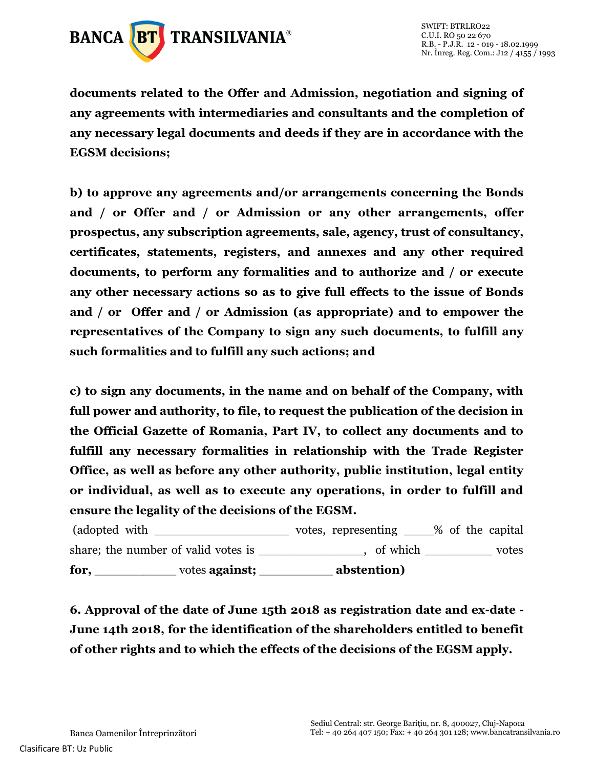**documents related to the Offer and Admission, negotiation and signing of any agreements with intermediaries and consultants and the completion of any necessary legal documents and deeds if they are in accordance with the EGSM decisions;**

**b) to approve any agreements and/or arrangements concerning the Bonds and / or Offer and / or Admission or any other arrangements, offer prospectus, any subscription agreements, sale, agency, trust of consultancy, certificates, statements, registers, and annexes and any other required documents, to perform any formalities and to authorize and / or execute any other necessary actions so as to give full effects to the issue of Bonds and / or Offer and / or Admission (as appropriate) and to empower the representatives of the Company to sign any such documents, to fulfill any such formalities and to fulfill any such actions; and**

**c) to sign any documents, in the name and on behalf of the Company, with full power and authority, to file, to request the publication of the decision in the Official Gazette of Romania, Part IV, to collect any documents and to fulfill any necessary formalities in relationship with the Trade Register Office, as well as before any other authority, public institution, legal entity or individual, as well as to execute any operations, in order to fulfill and ensure the legality of the decisions of the EGSM.**

(adopted with ___________________ votes, representing ____% of the capital share; the number of valid votes is _______________, of which __________ votes **for,** ___________ votes **against;** __________ **abstention)**

**6. Approval of the date of June 15th 2018 as registration date and ex-date - June 14th 2018, for the identification of the shareholders entitled to benefit of other rights and to which the effects of the decisions of the EGSM apply.**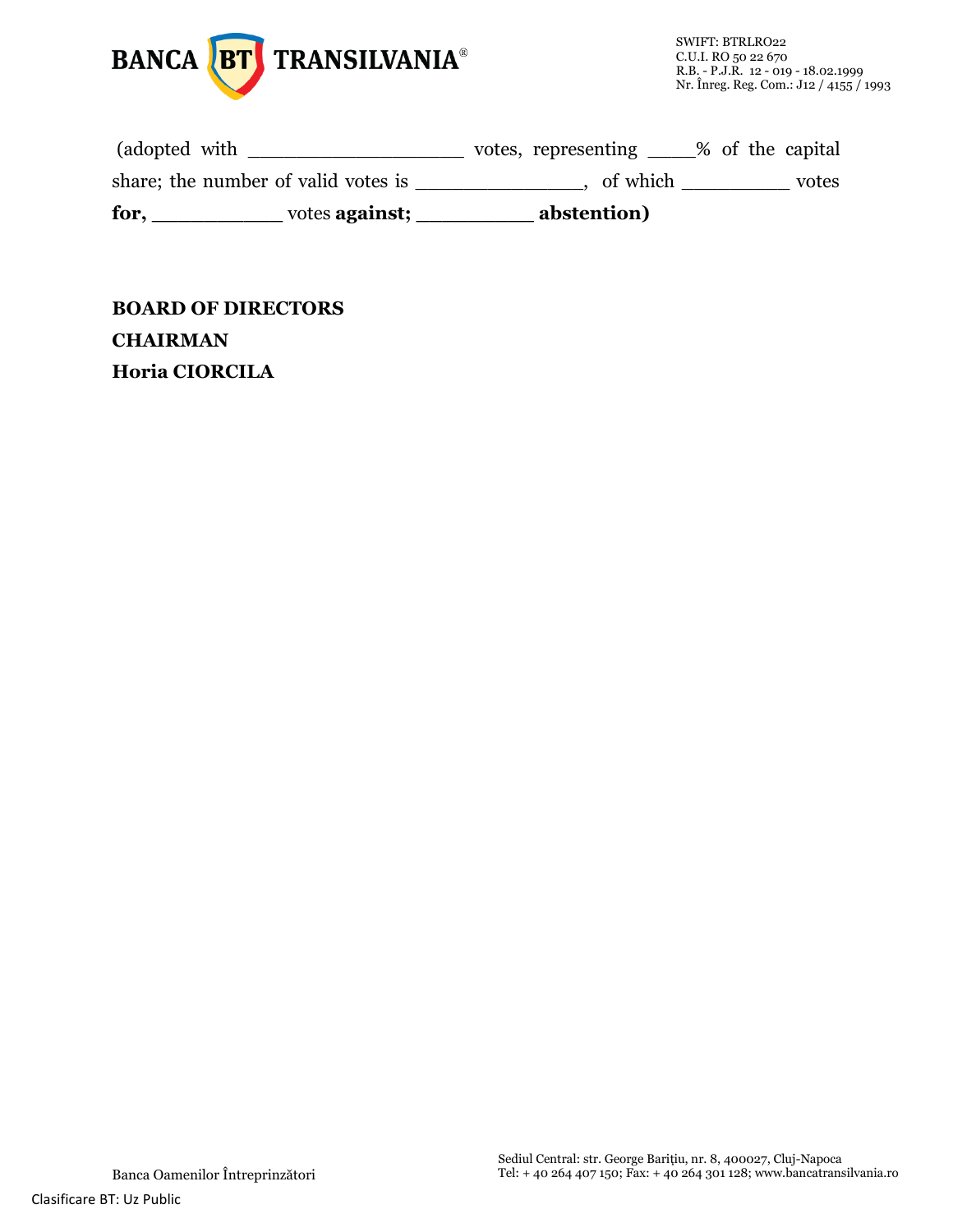(adopted with ___________________ votes, representing ____% of the capital share; the number of valid votes is _______________, of which _________ votes **for,** ___________ votes **against;** __________ **abstention)**

**BOARD OF DIRECTORS**
**CHAIRMAN**
**Horia CIORCILA**